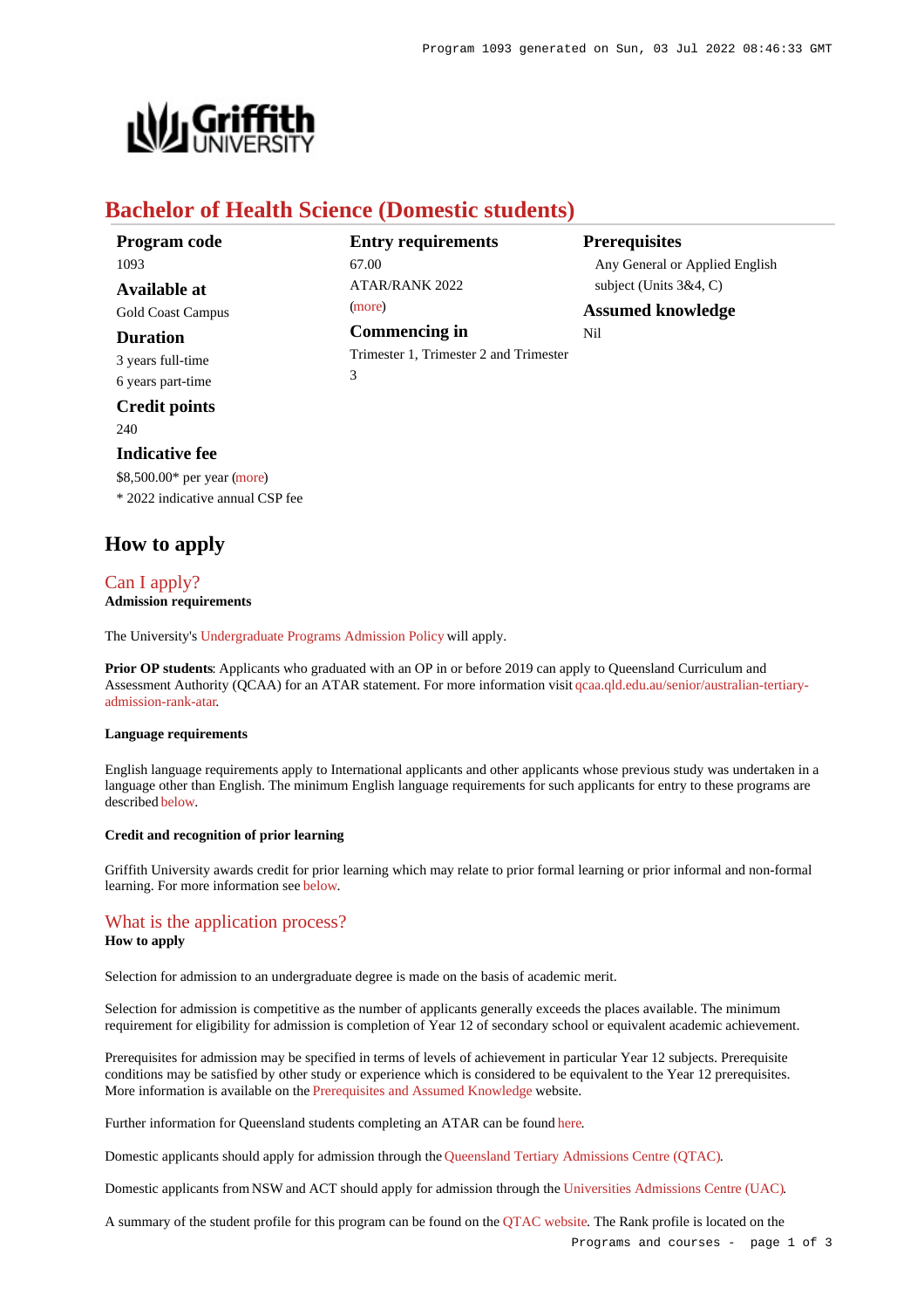# Bachelor of Health Science (Domestic students)

**Program code**
1093

**Available at**
Gold Coast Campus

**Duration**
3 years full-time
6 years part-time

**Credit points**
240

**Indicative fee**
$8,500.00* per year (more)
* 2022 indicative annual CSP fee

**Entry requirements**
67.00
ATAR/RANK 2022
(more)

**Commencing in**
Trimester 1, Trimester 2 and Trimester 3

**Prerequisites**
Any General or Applied English subject (Units 3&4, C)

**Assumed knowledge**
Nil

## How to apply

### Can I apply?

**Admission requirements**

The University's Undergraduate Programs Admission Policy will apply.

**Prior OP students**: Applicants who graduated with an OP in or before 2019 can apply to Queensland Curriculum and Assessment Authority (QCAA) for an ATAR statement. For more information visit qcaa.qld.edu.au/senior/australian-tertiary-admission-rank-atar.

**Language requirements**

English language requirements apply to International applicants and other applicants whose previous study was undertaken in a language other than English. The minimum English language requirements for such applicants for entry to these programs are described below.

**Credit and recognition of prior learning**

Griffith University awards credit for prior learning which may relate to prior formal learning or prior informal and non-formal learning. For more information see below.

### What is the application process?

**How to apply**

Selection for admission to an undergraduate degree is made on the basis of academic merit.

Selection for admission is competitive as the number of applicants generally exceeds the places available. The minimum requirement for eligibility for admission is completion of Year 12 of secondary school or equivalent academic achievement.

Prerequisites for admission may be specified in terms of levels of achievement in particular Year 12 subjects. Prerequisite conditions may be satisfied by other study or experience which is considered to be equivalent to the Year 12 prerequisites. More information is available on the Prerequisites and Assumed Knowledge website.

Further information for Queensland students completing an ATAR can be found here.

Domestic applicants should apply for admission through the Queensland Tertiary Admissions Centre (QTAC).

Domestic applicants from NSW and ACT should apply for admission through the Universities Admissions Centre (UAC).

A summary of the student profile for this program can be found on the QTAC website. The Rank profile is located on the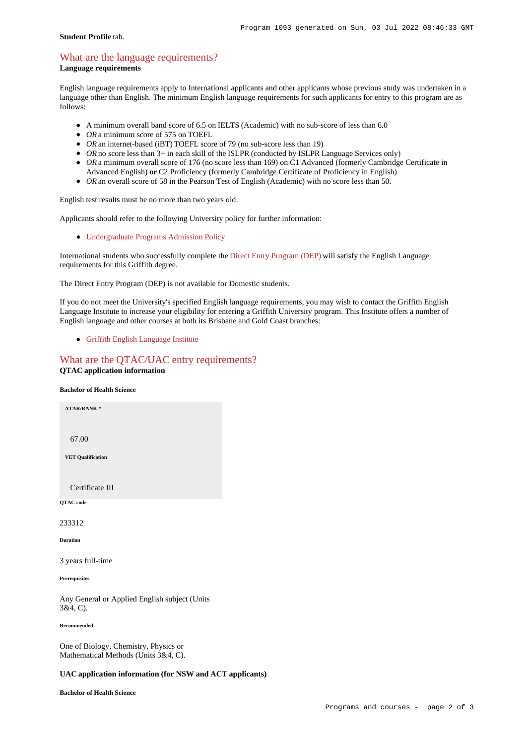**Student Profile** tab.

## What are the language requirements?

**Language requirements**

English language requirements apply to International applicants and other applicants whose previous study was undertaken in a language other than English. The minimum English language requirements for such applicants for entry to this program are as follows:

- A minimum overall band score of 6.5 on IELTS (Academic) with no sub-score of less than 6.0
- *OR* a minimum score of 575 on TOEFL
- *OR* an internet-based (iBT) TOEFL score of 79 (no sub-score less than 19)
- *OR* no score less than 3+ in each skill of the ISLPR (conducted by ISLPR Language Services only)
- *OR* a minimum overall score of 176 (no score less than 169) on C1 Advanced (formerly Cambridge Certificate in Advanced English) **or** C2 Proficiency (formerly Cambridge Certificate of Proficiency in English)
- *OR* an overall score of 58 in the Pearson Test of English (Academic) with no score less than 50.

English test results must be no more than two years old.

Applicants should refer to the following University policy for further information:

- Undergraduate Programs Admission Policy

International students who successfully complete the Direct Entry Program (DEP) will satisfy the English Language requirements for this Griffith degree.

The Direct Entry Program (DEP) is not available for Domestic students.

If you do not meet the University's specified English language requirements, you may wish to contact the Griffith English Language Institute to increase your eligibility for entering a Griffith University program. This Institute offers a number of English language and other courses at both its Brisbane and Gold Coast branches:

- Griffith English Language Institute

## What are the QTAC/UAC entry requirements?

**QTAC application information**

**Bachelor of Health Science**

**ATAR/RANK \***

67.00

**VET Qualification**

Certificate III

**QTAC code**

233312

**Duration**

3 years full-time

**Prerequisites**

Any General or Applied English subject (Units 3&4, C).

**Recommended**

One of Biology, Chemistry, Physics or Mathematical Methods (Units 3&4, C).

**UAC application information (for NSW and ACT applicants)**

**Bachelor of Health Science**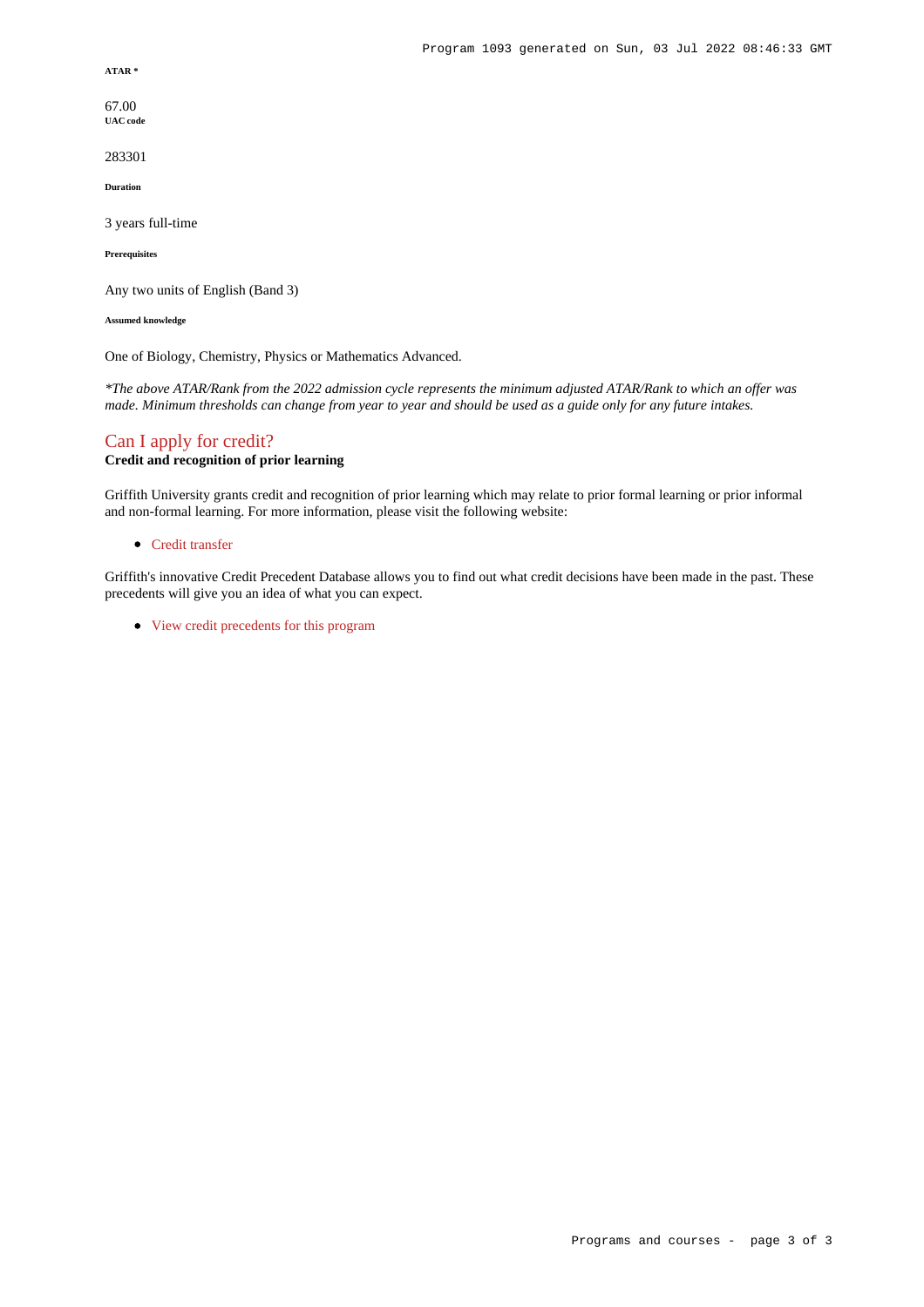**ATAR ***

67.00

**UAC code**

283301

**Duration**

3 years full-time

**Prerequisites**

Any two units of English (Band 3)

**Assumed knowledge**

One of Biology, Chemistry, Physics or Mathematics Advanced.

*\*The above ATAR/Rank from the 2022 admission cycle represents the minimum adjusted ATAR/Rank to which an offer was made. Minimum thresholds can change from year to year and should be used as a guide only for any future intakes.*

## Can I apply for credit?

**Credit and recognition of prior learning**

Griffith University grants credit and recognition of prior learning which may relate to prior formal learning or prior informal and non-formal learning. For more information, please visit the following website:

- Credit transfer

Griffith's innovative Credit Precedent Database allows you to find out what credit decisions have been made in the past. These precedents will give you an idea of what you can expect.

- View credit precedents for this program